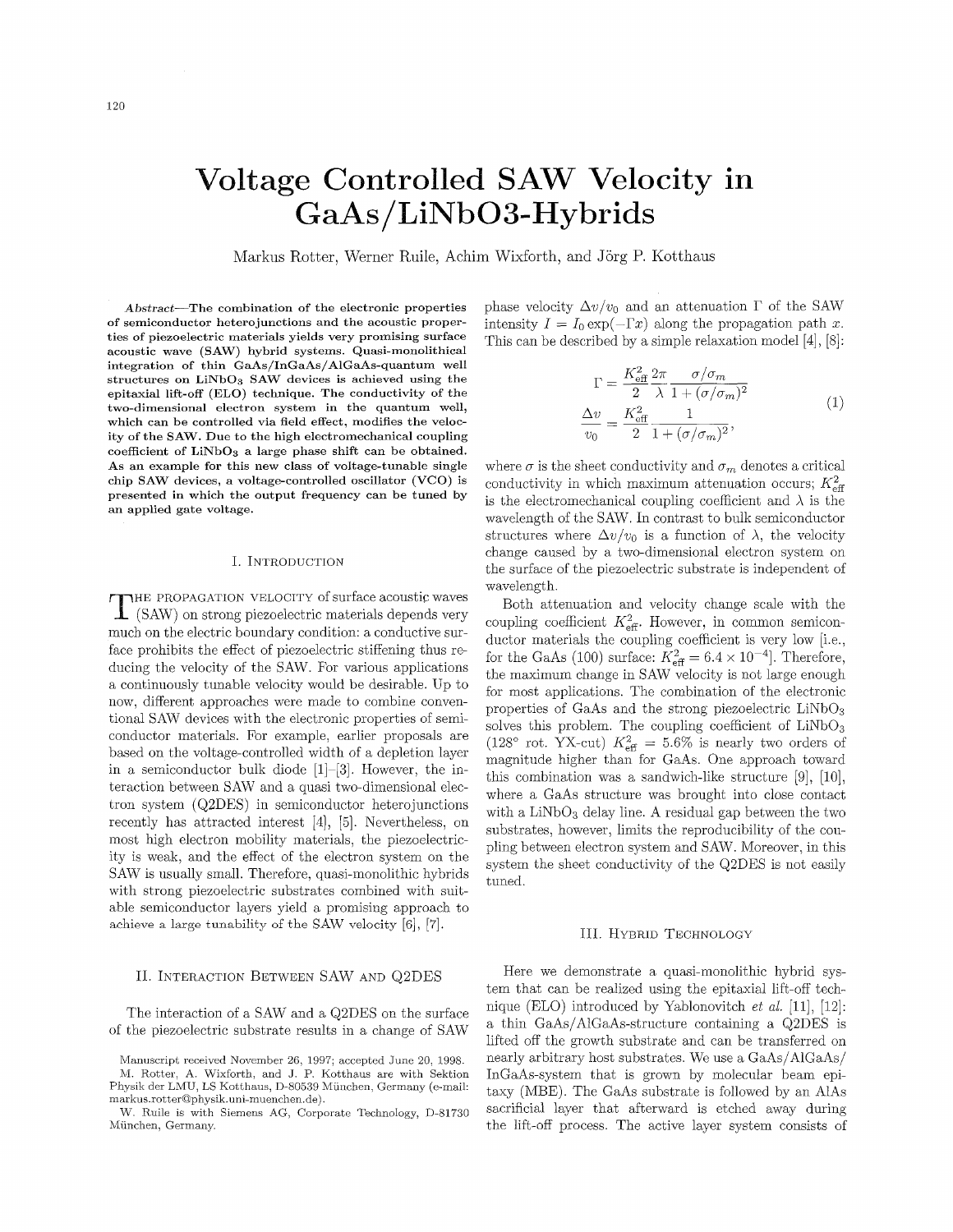# Voltage Controlled SAW Velocity in GaAs/LiNbO3-Hybrids

Markus Rotter, Werner Ruile, Achim Wixforth, and Jörg P. Kotthaus

***Abstract*—The combination of the electronic properties of semiconductor heterojunctions and the acoustic properties of piezoelectric materials yields very promising surface acoustic wave (SAW) hybrid systems. Quasi-monolithical integration of thin GaAs/InGaAs/AlGaAs-quantum well structures on $LiNbO_3$ SAW devices is achieved using the epitaxial lift-off (ELO) technique. The conductivity of the two-dimensional electron system in the quantum well, which can be controlled via field effect, modifies the velocity of the SAW. Due to the high electromechanical coupling coefficient of $LiNbO_3$ a large phase shift can be obtained. As an example for this new class of voltage-tunable single chip SAW devices, a voltage-controlled oscillator (VCO) is presented in which the output frequency can be tuned by an applied gate voltage.**

## I. Introduction

The propagation velocity of surface acoustic waves (SAW) on strong piezoelectric materials depends very much on the electric boundary condition: a conductive surface prohibits the effect of piezoelectric stiffening thus reducing the velocity of the SAW. For various applications a continuously tunable velocity would be desirable. Up to now, different approaches were made to combine conventional SAW devices with the electronic properties of semiconductor materials. For example, earlier proposals are based on the voltage-controlled width of a depletion layer in a semiconductor bulk diode [1]–[3]. However, the interaction between SAW and a quasi two-dimensional electron system (Q2DES) in semiconductor heterojunctions recently has attracted interest [4], [5]. Nevertheless, on most high electron mobility materials, the piezoelectricity is weak, and the effect of the electron system on the SAW is usually small. Therefore, quasi-monolithic hybrids with strong piezoelectric substrates combined with suitable semiconductor layers yield a promising approach to achieve a large tunability of the SAW velocity [6], [7].

## II. Interaction Between SAW and Q2DES

The interaction of a SAW and a Q2DES on the surface of the piezoelectric substrate results in a change of SAW phase velocity $\Delta v/v_0$ and an attenuation $\Gamma$ of the SAW intensity $I = I_0 \exp(-\Gamma x)$ along the propagation path $x$. This can be described by a simple relaxation model [4], [8]:

$$\begin{aligned}\Gamma &= \frac{K_{\text{eff}}^2}{2}\frac{2\pi}{\lambda}\frac{\sigma/\sigma_m}{1+(\sigma/\sigma_m)^2}\\ \frac{\Delta v}{v_0} &= \frac{K_{\text{eff}}^2}{2}\frac{1}{1+(\sigma/\sigma_m)^2},\end{aligned} \tag{1}$$

where $\sigma$ is the sheet conductivity and $\sigma_m$ denotes a critical conductivity in which maximum attenuation occurs; $K_{\text{eff}}^2$ is the electromechanical coupling coefficient and $\lambda$ is the wavelength of the SAW. In contrast to bulk semiconductor structures where $\Delta v/v_0$ is a function of $\lambda$, the velocity change caused by a two-dimensional electron system on the surface of the piezoelectric substrate is independent of wavelength.

Both attenuation and velocity change scale with the coupling coefficient $K_{\text{eff}}^2$. However, in common semiconductor materials the coupling coefficient is very low [i.e., for the GaAs (100) surface: $K_{\text{eff}}^2 = 6.4 \times 10^{-4}$]. Therefore, the maximum change in SAW velocity is not large enough for most applications. The combination of the electronic properties of GaAs and the strong piezoelectric $LiNbO_3$ solves this problem. The coupling coefficient of $LiNbO_3$ (128° rot. YX-cut) $K_{\text{eff}}^2 = 5.6\%$ is nearly two orders of magnitude higher than for GaAs. One approach toward this combination was a sandwich-like structure [9], [10], where a GaAs structure was brought into close contact with a $LiNbO_3$ delay line. A residual gap between the two substrates, however, limits the reproducibility of the coupling between electron system and SAW. Moreover, in this system the sheet conductivity of the Q2DES is not easily tuned.

## III. Hybrid Technology

Here we demonstrate a quasi-monolithic hybrid system that can be realized using the epitaxial lift-off technique (ELO) introduced by Yablonovitch *et al.* [11], [12]: a thin GaAs/AlGaAs-structure containing a Q2DES is lifted off the growth substrate and can be transferred on nearly arbitrary host substrates. We use a GaAs/AlGaAs/InGaAs-system that is grown by molecular beam epitaxy (MBE). The GaAs substrate is followed by an AlAs sacrificial layer that afterward is etched away during the lift-off process. The active layer system consists of

---

Manuscript received November 26, 1997; accepted June 20, 1998.

M. Rotter, A. Wixforth, and J. P. Kotthaus are with Sektion Physik der LMU, LS Kotthaus, D-80539 München, Germany (e-mail: markus.rotter@physik.uni-muenchen.de).

W. Ruile is with Siemens AG, Corporate Technology, D-81730 München, Germany.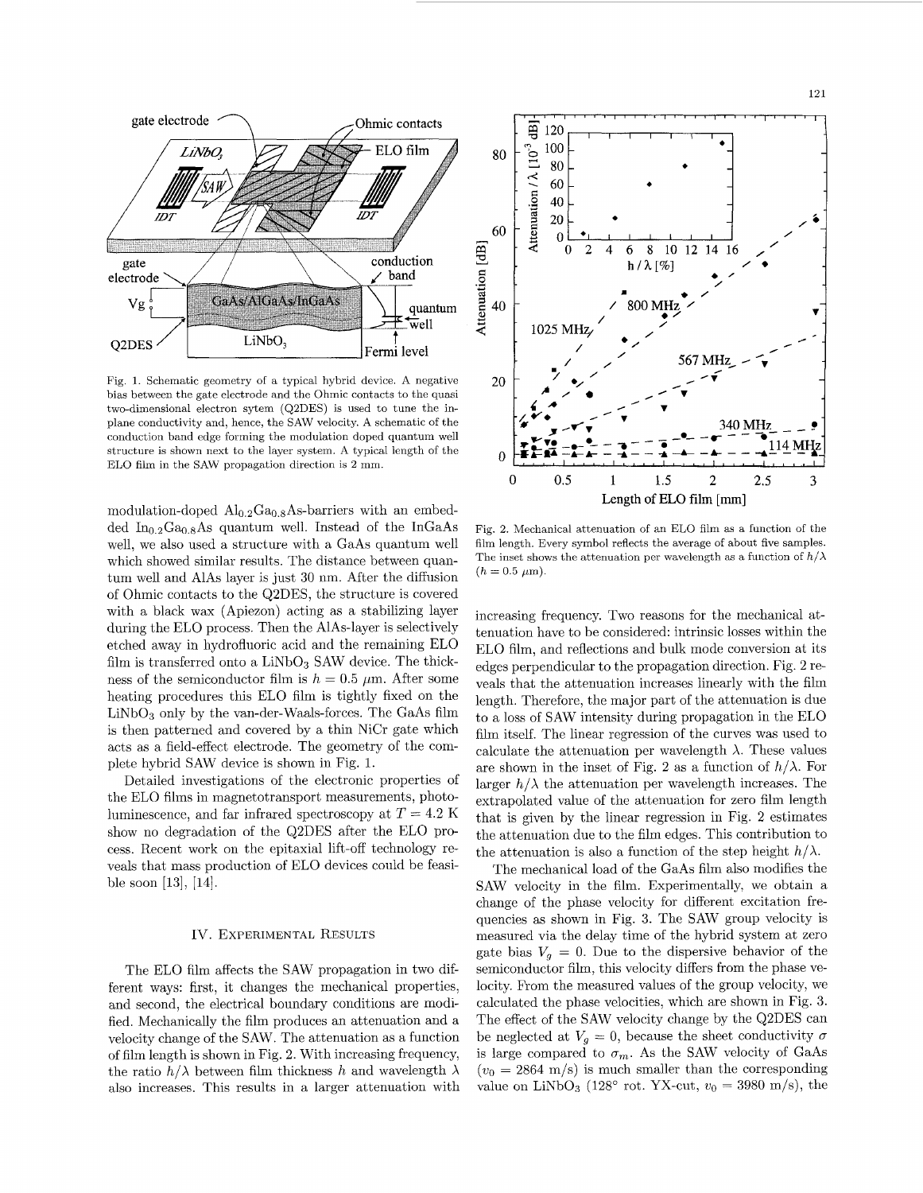Fig. 1. Schematic geometry of a typical hybrid device. A negative bias between the gate electrode and the Ohmic contacts to the quasi two-dimensional electron sytem (Q2DES) is used to tune the in-plane conductivity and, hence, the SAW velocity. A schematic of the conduction band edge forming the modulation doped quantum well structure is shown next to the layer system. A typical length of the ELO film in the SAW propagation direction is 2 mm.

modulation-doped $Al_{0.2}Ga_{0.8}As$-barriers with an embedded $In_{0.2}Ga_{0.8}As$ quantum well. Instead of the InGaAs well, we also used a structure with a GaAs quantum well which showed similar results. The distance between quantum well and AlAs layer is just 30 nm. After the diffusion of Ohmic contacts to the Q2DES, the structure is covered with a black wax (Apiezon) acting as a stabilizing layer during the ELO process. Then the AlAs-layer is selectively etched away in hydrofluoric acid and the remaining ELO film is transferred onto a $LiNbO_3$ SAW device. The thickness of the semiconductor film is $h = 0.5$ $\mu$m. After some heating procedures this ELO film is tightly fixed on the $LiNbO_3$ only by the van-der-Waals-forces. The GaAs film is then patterned and covered by a thin NiCr gate which acts as a field-effect electrode. The geometry of the complete hybrid SAW device is shown in Fig. 1.

Detailed investigations of the electronic properties of the ELO films in magnetotransport measurements, photoluminescence, and far infrared spectroscopy at $T = 4.2$ K show no degradation of the Q2DES after the ELO process. Recent work on the epitaxial lift-off technology reveals that mass production of ELO devices could be feasible soon [13], [14].

## IV. Experimental Results

The ELO film affects the SAW propagation in two different ways: first, it changes the mechanical properties, and second, the electrical boundary conditions are modified. Mechanically the film produces an attenuation and a velocity change of the SAW. The attenuation as a function of film length is shown in Fig. 2. With increasing frequency, the ratio $h/\lambda$ between film thickness $h$ and wavelength $\lambda$ also increases. This results in a larger attenuation with increasing frequency. Two reasons for the mechanical attenuation have to be considered: intrinsic losses within the ELO film, and reflections and bulk mode conversion at its edges perpendicular to the propagation direction. Fig. 2 reveals that the attenuation increases linearly with the film length. Therefore, the major part of the attenuation is due to a loss of SAW intensity during propagation in the ELO film itself. The linear regression of the curves was used to calculate the attenuation per wavelength $\lambda$. These values are shown in the inset of Fig. 2 as a function of $h/\lambda$. For larger $h/\lambda$ the attenuation per wavelength increases. The extrapolated value of the attenuation for zero film length that is given by the linear regression in Fig. 2 estimates the attenuation due to the film edges. This contribution to the attenuation is also a function of the step height $h/\lambda$.

Fig. 2. Mechanical attenuation of an ELO film as a function of the film length. Every symbol reflects the average of about five samples. The inset shows the attenuation per wavelength as a function of $h/\lambda$ ($h = 0.5$ $\mu$m).

The mechanical load of the GaAs film also modifies the SAW velocity in the film. Experimentally, we obtain a change of the phase velocity for different excitation frequencies as shown in Fig. 3. The SAW group velocity is measured via the delay time of the hybrid system at zero gate bias $V_g = 0$. Due to the dispersive behavior of the semiconductor film, this velocity differs from the phase velocity. From the measured values of the group velocity, we calculated the phase velocities, which are shown in Fig. 3. The effect of the SAW velocity change by the Q2DES can be neglected at $V_g = 0$, because the sheet conductivity $\sigma$ is large compared to $\sigma_m$. As the SAW velocity of GaAs ($v_0 = 2864$ m/s) is much smaller than the corresponding value on $LiNbO_3$ (128° rot. YX-cut, $v_0 = 3980$ m/s), the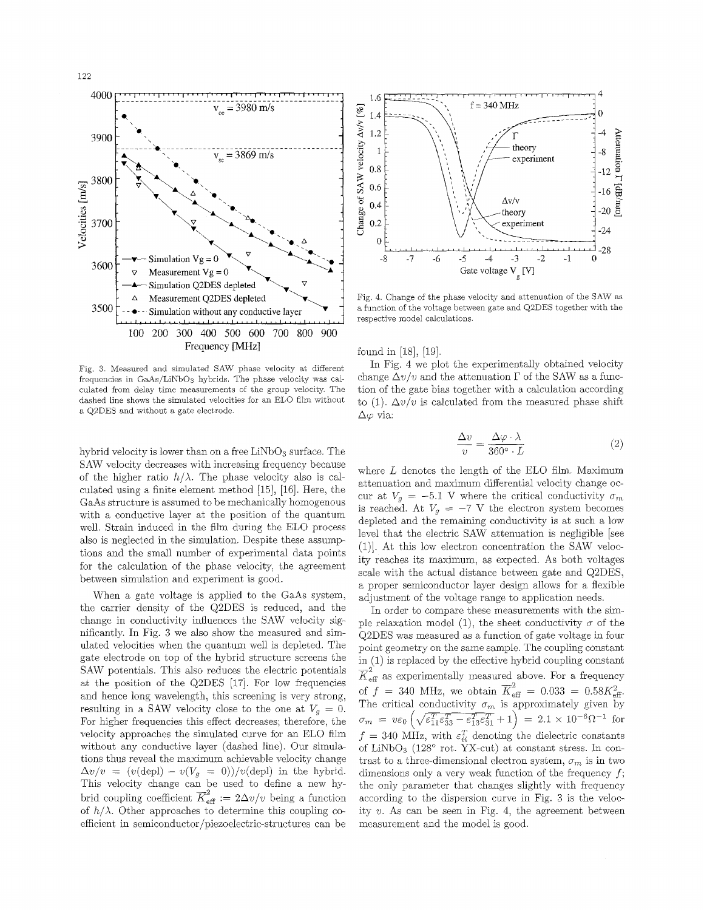Fig. 3. Measured and simulated SAW phase velocity at different frequencies in GaAs/LiNbO$_3$ hybrids. The phase velocity was calculated from delay time measurements of the group velocity. The dashed line shows the simulated velocities for an ELO film without a Q2DES and without a gate electrode.

Fig. 4. Change of the phase velocity and attenuation of the SAW as a function of the voltage between gate and Q2DES together with the respective model calculations.

hybrid velocity is lower than on a free LiNbO$_3$ surface. The SAW velocity decreases with increasing frequency because of the higher ratio $h/\lambda$. The phase velocity also is calculated using a finite element method [15], [16]. Here, the GaAs structure is assumed to be mechanically homogenous with a conductive layer at the position of the quantum well. Strain induced in the film during the ELO process also is neglected in the simulation. Despite these assumptions and the small number of experimental data points for the calculation of the phase velocity, the agreement between simulation and experiment is good.

When a gate voltage is applied to the GaAs system, the carrier density of the Q2DES is reduced, and the change in conductivity influences the SAW velocity significantly. In Fig. 3 we also show the measured and simulated velocities when the quantum well is depleted. The gate electrode on top of the hybrid structure screens the SAW potentials. This also reduces the electric potentials at the position of the Q2DES [17]. For low frequencies and hence long wavelength, this screening is very strong, resulting in a SAW velocity close to the one at $V_g = 0$. For higher frequencies this effect decreases; therefore, the velocity approaches the simulated curve for an ELO film without any conductive layer (dashed line). Our simulations thus reveal the maximum achievable velocity change $\Delta v/v = (v(\text{depl}) - v(V_g = 0))/v(\text{depl})$ in the hybrid. This velocity change can be used to define a new hybrid coupling coefficient $\overline{K}^2_{\text{eff}} := 2\Delta v/v$ being a function of $h/\lambda$. Other approaches to determine this coupling coefficient in semiconductor/piezoelectric-structures can be found in [18], [19].

In Fig. 4 we plot the experimentally obtained velocity change $\Delta v/v$ and the attenuation $\Gamma$ of the SAW as a function of the gate bias together with a calculation according to (1). $\Delta v/v$ is calculated from the measured phase shift $\Delta\varphi$ via:

$$\frac{\Delta v}{v} = \frac{\Delta\varphi \cdot \lambda}{360° \cdot L} \tag{2}$$

where $L$ denotes the length of the ELO film. Maximum attenuation and maximum differential velocity change occur at $V_g = -5.1$ V where the critical conductivity $\sigma_m$ is reached. At $V_g = -7$ V the electron system becomes depleted and the remaining conductivity is at such a low level that the electric SAW attenuation is negligible [see (1)]. At this low electron concentration the SAW velocity reaches its maximum, as expected. As both voltages scale with the actual distance between gate and Q2DES, a proper semiconductor layer design allows for a flexible adjustment of the voltage range to application needs.

In order to compare these measurements with the simple relaxation model (1), the sheet conductivity $\sigma$ of the Q2DES was measured as a function of gate voltage in four point geometry on the same sample. The coupling constant in (1) is replaced by the effective hybrid coupling constant $\overline{K}^2_{\text{eff}}$ as experimentally measured above. For a frequency of $f = 340$ MHz, we obtain $\overline{K}^2_{\text{eff}} = 0.033 = 0.58K^2_{\text{eff}}$. The critical conductivity $\sigma_m$ is approximately given by $\sigma_m = v\varepsilon_0\left(\sqrt{\varepsilon^T_{11}\varepsilon^T_{33} - \varepsilon^T_{13}\varepsilon^T_{31}} + 1\right) = 2.1 \times 10^{-6}\Omega^{-1}$ for $f = 340$ MHz, with $\varepsilon^T_{ii}$ denoting the dielectric constants of LiNbO$_3$ (128° rot. YX-cut) at constant stress. In contrast to a three-dimensional electron system, $\sigma_m$ is in two dimensions only a very weak function of the frequency $f$; the only parameter that changes slightly with frequency according to the dispersion curve in Fig. 3 is the velocity $v$. As can be seen in Fig. 4, the agreement between measurement and the model is good.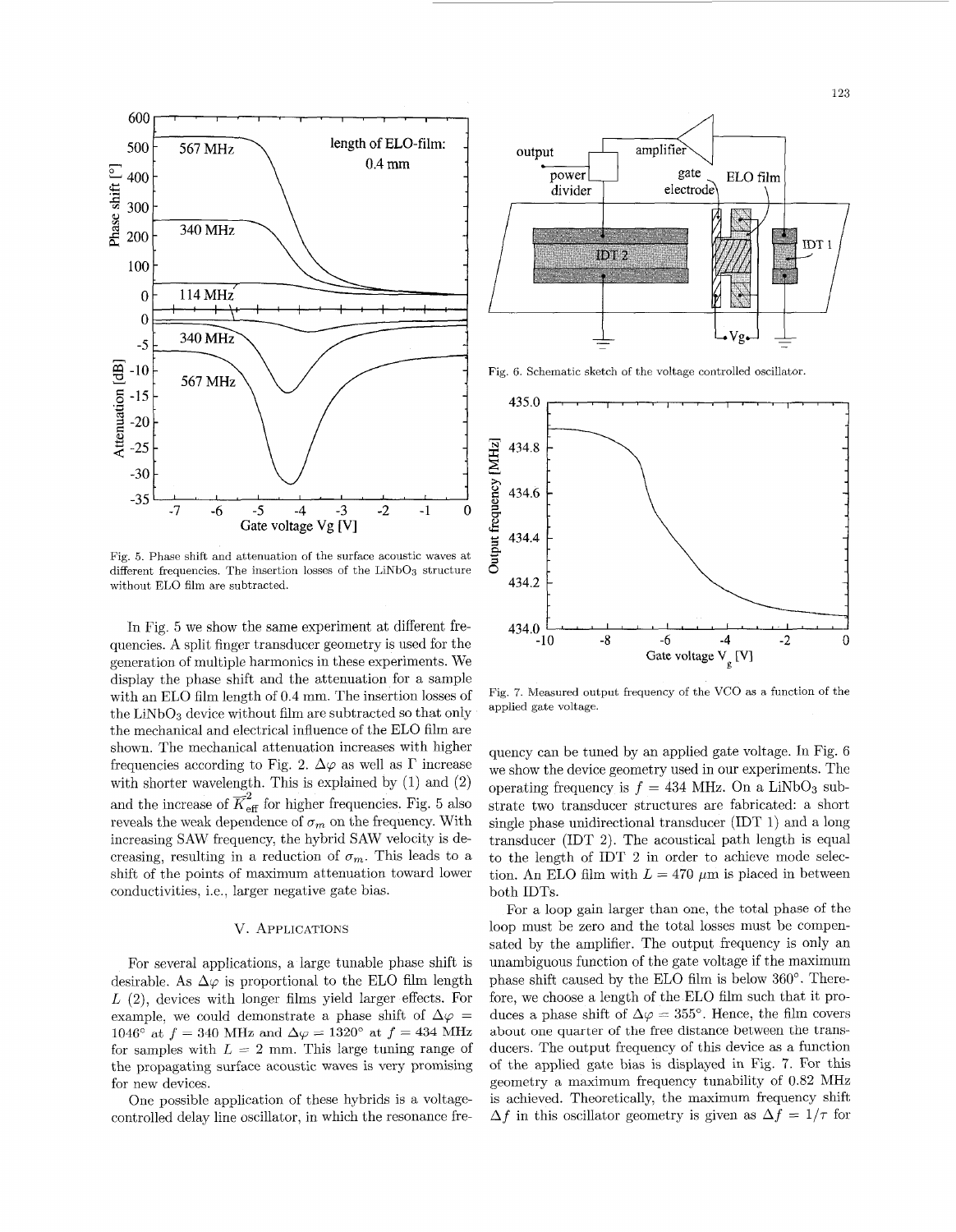Fig. 5. Phase shift and attenuation of the surface acoustic waves at different frequencies. The insertion losses of the $LiNbO_3$ structure without ELO film are subtracted.

In Fig. 5 we show the same experiment at different frequencies. A split finger transducer geometry is used for the generation of multiple harmonics in these experiments. We display the phase shift and the attenuation for a sample with an ELO film length of 0.4 mm. The insertion losses of the $LiNbO_3$ device without film are subtracted so that only the mechanical and electrical influence of the ELO film are shown. The mechanical attenuation increases with higher frequencies according to Fig. 2. $\Delta\varphi$ as well as $\Gamma$ increase with shorter wavelength. This is explained by (1) and (2) and the increase of $\overline{K}^2_{\text{eff}}$ for higher frequencies. Fig. 5 also reveals the weak dependence of $\sigma_m$ on the frequency. With increasing SAW frequency, the hybrid SAW velocity is decreasing, resulting in a reduction of $\sigma_m$. This leads to a shift of the points of maximum attenuation toward lower conductivities, i.e., larger negative gate bias.

## V. Applications

For several applications, a large tunable phase shift is desirable. As $\Delta\varphi$ is proportional to the ELO film length $L$ (2), devices with longer films yield larger effects. For example, we could demonstrate a phase shift of $\Delta\varphi = 1046°$ at $f = 340$ MHz and $\Delta\varphi = 1320°$ at $f = 434$ MHz for samples with $L = 2$ mm. This large tuning range of the propagating surface acoustic waves is very promising for new devices.

One possible application of these hybrids is a voltage-controlled delay line oscillator, in which the resonance frequency can be tuned by an applied gate voltage. In Fig. 6 we show the device geometry used in our experiments. The operating frequency is $f = 434$ MHz. On a $LiNbO_3$ substrate two transducer structures are fabricated: a short single phase unidirectional transducer (IDT 1) and a long transducer (IDT 2). The acoustical path length is equal to the length of IDT 2 in order to achieve mode selection. An ELO film with $L = 470$ $\mu$m is placed in between both IDTs.

Fig. 6. Schematic sketch of the voltage controlled oscillator.

Fig. 7. Measured output frequency of the VCO as a function of the applied gate voltage.

For a loop gain larger than one, the total phase of the loop must be zero and the total losses must be compensated by the amplifier. The output frequency is only an unambiguous function of the gate voltage if the maximum phase shift caused by the ELO film is below 360°. Therefore, we choose a length of the ELO film such that it produces a phase shift of $\Delta\varphi = 355°$. Hence, the film covers about one quarter of the free distance between the transducers. The output frequency of this device as a function of the applied gate bias is displayed in Fig. 7. For this geometry a maximum frequency tunability of 0.82 MHz is achieved. Theoretically, the maximum frequency shift $\Delta f$ in this oscillator geometry is given as $\Delta f = 1/\tau$ for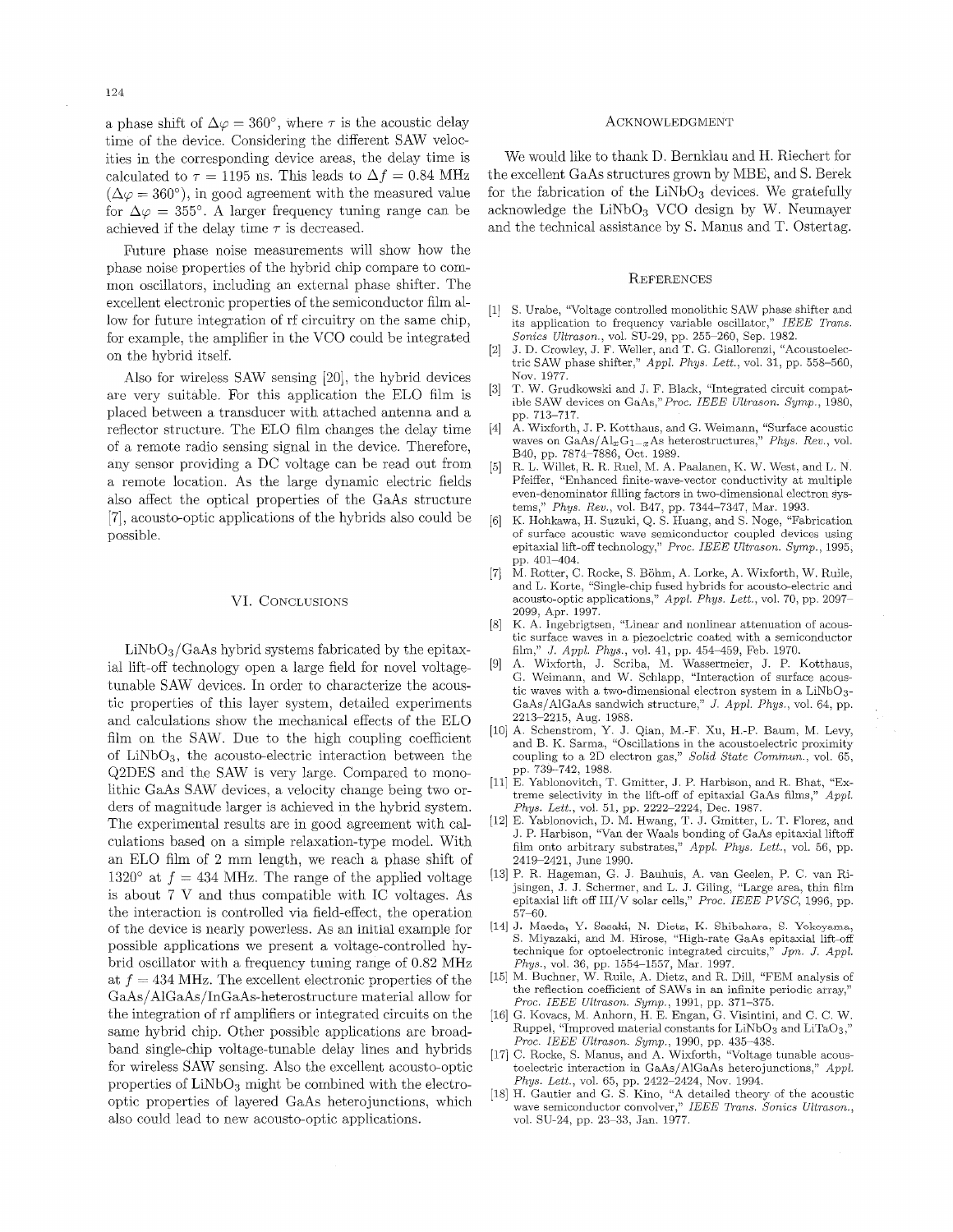a phase shift of $\Delta\varphi = 360°$, where $\tau$ is the acoustic delay time of the device. Considering the different SAW velocities in the corresponding device areas, the delay time is calculated to $\tau = 1195$ ns. This leads to $\Delta f = 0.84$ MHz ($\Delta\varphi = 360°$), in good agreement with the measured value for $\Delta\varphi = 355°$. A larger frequency tuning range can be achieved if the delay time $\tau$ is decreased.

Future phase noise measurements will show how the phase noise properties of the hybrid chip compare to common oscillators, including an external phase shifter. The excellent electronic properties of the semiconductor film allow for future integration of rf circuitry on the same chip, for example, the amplifier in the VCO could be integrated on the hybrid itself.

Also for wireless SAW sensing [20], the hybrid devices are very suitable. For this application the ELO film is placed between a transducer with attached antenna and a reflector structure. The ELO film changes the delay time of a remote radio sensing signal in the device. Therefore, any sensor providing a DC voltage can be read out from a remote location. As the large dynamic electric fields also affect the optical properties of the GaAs structure [7], acousto-optic applications of the hybrids also could be possible.

## VI. Conclusions

$LiNbO_3$/GaAs hybrid systems fabricated by the epitaxial lift-off technology open a large field for novel voltage-tunable SAW devices. In order to characterize the acoustic properties of this layer system, detailed experiments and calculations show the mechanical effects of the ELO film on the SAW. Due to the high coupling coefficient of $LiNbO_3$, the acousto-electric interaction between the Q2DES and the SAW is very large. Compared to monolithic GaAs SAW devices, a velocity change being two orders of magnitude larger is achieved in the hybrid system. The experimental results are in good agreement with calculations based on a simple relaxation-type model. With an ELO film of 2 mm length, we reach a phase shift of 1320° at $f = 434$ MHz. The range of the applied voltage is about 7 V and thus compatible with IC voltages. As the interaction is controlled via field-effect, the operation of the device is nearly powerless. As an initial example for possible applications we present a voltage-controlled hybrid oscillator with a frequency tuning range of 0.82 MHz at $f = 434$ MHz. The excellent electronic properties of the GaAs/AlGaAs/InGaAs-heterostructure material allow for the integration of rf amplifiers or integrated circuits on the same hybrid chip. Other possible applications are broadband single-chip voltage-tunable delay lines and hybrids for wireless SAW sensing. Also the excellent acousto-optic properties of $LiNbO_3$ might be combined with the electro-optic properties of layered GaAs heterojunctions, which also could lead to new acousto-optic applications.

## Acknowledgment

We would like to thank D. Bernklau and H. Riechert for the excellent GaAs structures grown by MBE, and S. Berek for the fabrication of the $LiNbO_3$ devices. We gratefully acknowledge the $LiNbO_3$ VCO design by W. Neumayer and the technical assistance by S. Manus and T. Ostertag.

## References

[1] S. Urabe, "Voltage controlled monolithic SAW phase shifter and its application to frequency variable oscillator," *IEEE Trans. Sonics Ultrason.*, vol. SU-29, pp. 255–260, Sep. 1982.

[2] J. D. Crowley, J. F. Weller, and T. G. Giallorenzi, "Acoustoelectric SAW phase shifter," *Appl. Phys. Lett.*, vol. 31, pp. 558–560, Nov. 1977.

[3] T. W. Grudkowski and J. F. Black, "Integrated circuit compatible SAW devices on GaAs," *Proc. IEEE Ultrason. Symp.*, 1980, pp. 713–717.

[4] A. Wixforth, J. P. Kotthaus, and G. Weimann, "Surface acoustic waves on GaAs/$Al_xG_{1-x}$As heterostructures," *Phys. Rev.*, vol. B40, pp. 7874–7886, Oct. 1989.

[5] R. L. Willet, R. R. Ruel, M. A. Paalanen, K. W. West, and L. N. Pfeiffer, "Enhanced finite-wave-vector conductivity at multiple even-denominator filling factors in two-dimensional electron systems," *Phys. Rev.*, vol. B47, pp. 7344–7347, Mar. 1993.

[6] K. Hohkawa, H. Suzuki, Q. S. Huang, and S. Noge, "Fabrication of surface acoustic wave semiconductor coupled devices using epitaxial lift-off technology," *Proc. IEEE Ultrason. Symp.*, 1995, pp. 401–404.

[7] M. Rotter, C. Rocke, S. Böhm, A. Lorke, A. Wixforth, W. Ruile, and L. Korte, "Single-chip fused hybrids for acousto-electric and acousto-optic applications," *Appl. Phys. Lett.*, vol. 70, pp. 2097–2099, Apr. 1997.

[8] K. A. Ingebrigtsen, "Linear and nonlinear attenuation of acoustic surface waves in a piezoelctric coated with a semiconductor film," *J. Appl. Phys.*, vol. 41, pp. 454–459, Feb. 1970.

[9] A. Wixforth, J. Scriba, M. Wassermeier, J. P. Kotthaus, G. Weimann, and W. Schlapp, "Interaction of surface acoustic waves with a two-dimensional electron system in a $LiNbO_3$-GaAs/AlGaAs sandwich structure," *J. Appl. Phys.*, vol. 64, pp. 2213–2215, Aug. 1988.

[10] A. Schenstrom, Y. J. Qian, M.-F. Xu, H.-P. Baum, M. Levy, and B. K. Sarma, "Oscillations in the acoustoelectric proximity coupling to a 2D electron gas," *Solid State Commun.*, vol. 65, pp. 739–742, 1988.

[11] E. Yablonovitch, T. Gmitter, J. P. Harbison, and R. Bhat, "Extreme selectivity in the lift-off of epitaxial GaAs films," *Appl. Phys. Lett.*, vol. 51, pp. 2222–2224, Dec. 1987.

[12] E. Yablonovich, D. M. Hwang, T. J. Gmitter, L. T. Florez, and J. P. Harbison, "Van der Waals bonding of GaAs epitaxial liftoff film onto arbitrary substrates," *Appl. Phys. Lett.*, vol. 56, pp. 2419–2421, June 1990.

[13] P. R. Hageman, G. J. Bauhuis, A. van Geelen, P. C. van Rijsingen, J. J. Schermer, and L. J. Giling, "Large area, thin film epitaxial lift off III/V solar cells," *Proc. IEEE PVSC*, 1996, pp. 57–60.

[14] J. Maeda, Y. Sasaki, N. Dietz, K. Shibahara, S. Yokoyama, S. Miyazaki, and M. Hirose, "High-rate GaAs epitaxial lift-off technique for optoelectronic integrated circuits," *Jpn. J. Appl. Phys.*, vol. 36, pp. 1554–1557, Mar. 1997.

[15] M. Buchner, W. Ruile, A. Dietz, and R. Dill, "FEM analysis of the reflection coefficient of SAWs in an infinite periodic array," *Proc. IEEE Ultrason. Symp.*, 1991, pp. 371–375.

[16] G. Kovacs, M. Anhorn, H. E. Engan, G. Visintini, and C. C. W. Ruppel, "Improved material constants for $LiNbO_3$ and $LiTaO_3$," *Proc. IEEE Ultrason. Symp.*, 1990, pp. 435–438.

[17] C. Rocke, S. Manus, and A. Wixforth, "Voltage tunable acoustoelectric interaction in GaAs/AlGaAs heterojunctions," *Appl. Phys. Lett.*, vol. 65, pp. 2422–2424, Nov. 1994.

[18] H. Gautier and G. S. Kino, "A detailed theory of the acoustic wave semiconductor convolver," *IEEE Trans. Sonics Ultrason.*, vol. SU-24, pp. 23–33, Jan. 1977.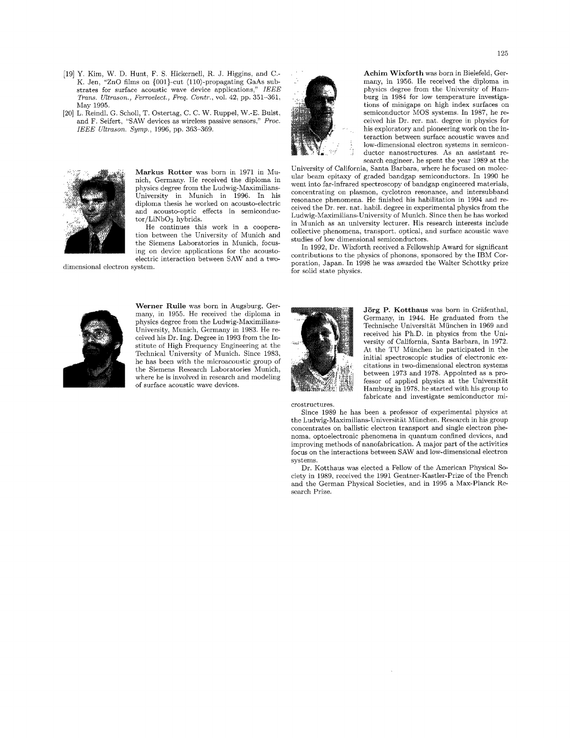[19] Y. Kim, W. D. Hunt, F. S. Hickernell, R. J. Higgins, and C.-K. Jen, "ZnO films on {001}-cut ⟨110⟩-propagating GaAs substrates for surface acoustic wave device applications," *IEEE Trans. Ultrason., Ferroelect., Freq. Contr.*, vol. 42, pp. 351–361, May 1995.

[20] L. Reindl, G. Scholl, T. Ostertag, C. C. W. Ruppel, W.-E. Bulst, and F. Seifert, "SAW devices as wireless passive sensors," *Proc. IEEE Ultrason. Symp.*, 1996, pp. 363–369.

**Markus Rotter** was born in 1971 in Munich, Germany. He received the diploma in physics degree from the Ludwig-Maximilians-University in Munich in 1996. In his diploma thesis he worked on acousto-electric and acousto-optic effects in semiconductor/$LiNbO_3$ hybrids.

He continues this work in a cooperation between the University of Munich and the Siemens Laboratories in Munich, focusing on device applications for the acousto-electric interaction between SAW and a two-dimensional electron system.

**Werner Ruile** was born in Augsburg, Germany, in 1955. He received the diploma in physics degree from the Ludwig-Maximilians-University, Munich, Germany in 1983. He received his Dr. Ing. Degree in 1993 from the Institute of High Frequency Engineering at the Technical University of Munich. Since 1983, he has been with the microacoustic group of the Siemens Research Laboratories Munich, where he is involved in research and modeling of surface acoustic wave devices.

**Achim Wixforth** was born in Bielefeld, Germany, in 1956. He received the diploma in physics degree from the University of Hamburg in 1984 for low temperature investigations of minigaps on high index surfaces on semiconductor MOS systems. In 1987, he received his Dr. rer. nat. degree in physics for his exploratory and pioneering work on the interaction between surface acoustic waves and low-dimensional electron systems in semiconductor nanostructures. As an assistant research engineer, he spent the year 1989 at the University of California, Santa Barbara, where he focused on molecular beam epitaxy of graded bandgap semiconductors. In 1990 he went into far-infrared spectroscopy of bandgap engineered materials, concentrating on plasmon, cyclotron resonance, and intersubband resonance phenomena. He finished his habilitation in 1994 and received the Dr. rer. nat. habil. degree in experimental physics from the Ludwig-Maximilians-University of Munich. Since then he has worked in Munich as an university lecturer. His research interests include collective phenomena, transport, optical, and surface acoustic wave studies of low dimensional semiconductors.

In 1992, Dr. Wixforth received a Fellowship Award for significant contributions to the physics of phonons, sponsored by the IBM Corporation, Japan. In 1998 he was awarded the Walter Schottky prize for solid state physics.

**Jörg P. Kotthaus** was born in Gräfenthal, Germany, in 1944. He graduated from the Technische Universität München in 1969 and received his Ph.D. in physics from the University of California, Santa Barbara, in 1972. At the TU München he participated in the initial spectroscopic studies of electronic excitations in two-dimensional electron systems between 1973 and 1978. Appointed as a professor of applied physics at the Universität Hamburg in 1978, he started with his group to fabricate and investigate semiconductor microstructures.

Since 1989 he has been a professor of experimental physics at the Ludwig-Maximilians-Universität München. Research in his group concentrates on ballistic electron transport and single electron phenomena, optoelectronic phenomena in quantum confined devices, and improving methods of nanofabrication. A major part of the activities focus on the interactions between SAW and low-dimensional electron systems.

Dr. Kotthaus was elected a Fellow of the American Physical Society in 1989, received the 1991 Gentner-Kastler-Prize of the French and the German Physical Societies, and in 1995 a Max-Planck Research Prize.